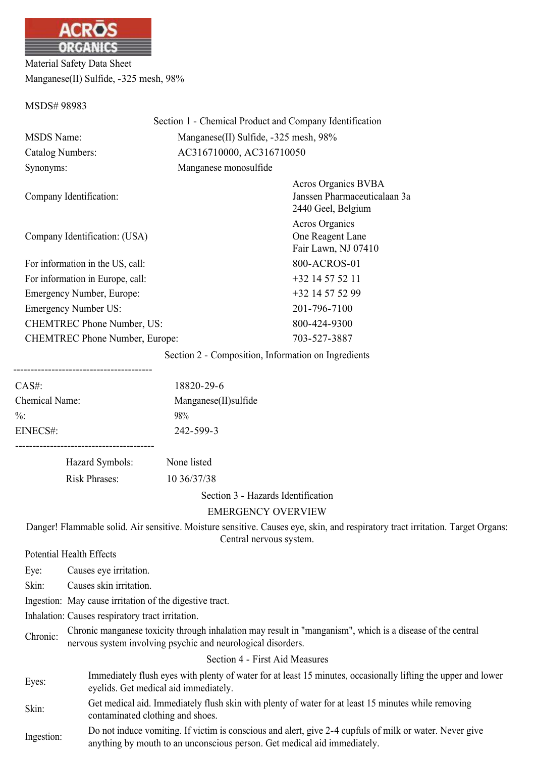ACROS ORGANICS

Material Safety Data Sheet
Manganese(II) Sulfide, -325 mesh, 98%

MSDS# 98983

## Section 1 - Chemical Product and Company Identification

| | |
|---|---|
| MSDS Name: | Manganese(II) Sulfide, -325 mesh, 98% |
| Catalog Numbers: | AC316710000, AC316710050 |
| Synonyms: | Manganese monosulfide |
| Company Identification: | Acros Organics BVBA<br>Janssen Pharmaceuticalaan 3a<br>2440 Geel, Belgium |
| Company Identification: (USA) | Acros Organics<br>One Reagent Lane<br>Fair Lawn, NJ 07410 |
| For information in the US, call: | 800-ACROS-01 |
| For information in Europe, call: | +32 14 57 52 11 |
| Emergency Number, Europe: | +32 14 57 52 99 |
| Emergency Number US: | 201-796-7100 |
| CHEMTREC Phone Number, US: | 800-424-9300 |
| CHEMTREC Phone Number, Europe: | 703-527-3887 |

## Section 2 - Composition, Information on Ingredients

----------------------------------------

| | |
|---|---|
| CAS#: | 18820-29-6 |
| Chemical Name: | Manganese(II)sulfide |
| %: | 98% |
| EINECS#: | 242-599-3 |

----------------------------------------

| | |
|---|---|
| Hazard Symbols: | None listed |
| Risk Phrases: | 10 36/37/38 |

## Section 3 - Hazards Identification

### EMERGENCY OVERVIEW

Danger! Flammable solid. Air sensitive. Moisture sensitive. Causes eye, skin, and respiratory tract irritation. Target Organs: Central nervous system.

Potential Health Effects

| | |
|---|---|
| Eye: | Causes eye irritation. |
| Skin: | Causes skin irritation. |
| Ingestion: | May cause irritation of the digestive tract. |
| Inhalation: | Causes respiratory tract irritation. |
| Chronic: | Chronic manganese toxicity through inhalation may result in "manganism", which is a disease of the central nervous system involving psychic and neurological disorders. |

## Section 4 - First Aid Measures

| | |
|---|---|
| Eyes: | Immediately flush eyes with plenty of water for at least 15 minutes, occasionally lifting the upper and lower eyelids. Get medical aid immediately. |
| Skin: | Get medical aid. Immediately flush skin with plenty of water for at least 15 minutes while removing contaminated clothing and shoes. |
| Ingestion: | Do not induce vomiting. If victim is conscious and alert, give 2-4 cupfuls of milk or water. Never give anything by mouth to an unconscious person. Get medical aid immediately. |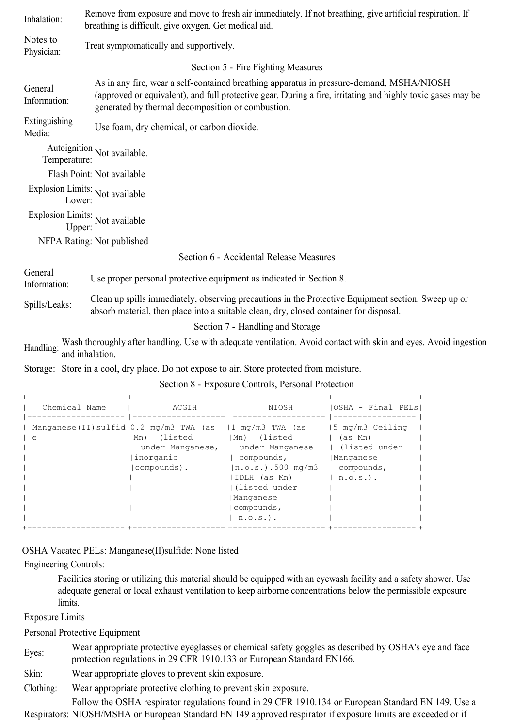**Inhalation:** Remove from exposure and move to fresh air immediately. If not breathing, give artificial respiration. If breathing is difficult, give oxygen. Get medical aid.

**Notes to Physician:** Treat symptomatically and supportively.

## Section 5 - Fire Fighting Measures

**General Information:** As in any fire, wear a self-contained breathing apparatus in pressure-demand, MSHA/NIOSH (approved or equivalent), and full protective gear. During a fire, irritating and highly toxic gases may be generated by thermal decomposition or combustion.

**Extinguishing Media:** Use foam, dry chemical, or carbon dioxide.

**Autoignition Temperature:** Not available.

**Flash Point:** Not available

**Explosion Limits: Lower:** Not available

**Explosion Limits: Upper:** Not available

**NFPA Rating:** Not published

## Section 6 - Accidental Release Measures

**General Information:** Use proper personal protective equipment as indicated in Section 8.

**Spills/Leaks:** Clean up spills immediately, observing precautions in the Protective Equipment section. Sweep up or absorb material, then place into a suitable clean, dry, closed container for disposal.

## Section 7 - Handling and Storage

**Handling:** Wash thoroughly after handling. Use with adequate ventilation. Avoid contact with skin and eyes. Avoid ingestion and inhalation.

**Storage:** Store in a cool, dry place. Do not expose to air. Store protected from moisture.

## Section 8 - Exposure Controls, Personal Protection

| Chemical Name | ACGIH | NIOSH | OSHA - Final PELs |
|---|---|---|---|
| Manganese(II)sulfide | 0.2 mg/m3 TWA (as Mn) (listed under Manganese, inorganic compounds). | 1 mg/m3 TWA (as Mn) (listed under Manganese compounds, n.o.s.).500 mg/m3 IDLH (as Mn) (listed under Manganese compounds, n.o.s.). | 5 mg/m3 Ceiling (as Mn) (listed under Manganese compounds, n.o.s.). |

OSHA Vacated PELs: Manganese(II)sulfide: None listed

**Engineering Controls:**

Facilities storing or utilizing this material should be equipped with an eyewash facility and a safety shower. Use adequate general or local exhaust ventilation to keep airborne concentrations below the permissible exposure limits.

**Exposure Limits**

**Personal Protective Equipment**

**Eyes:** Wear appropriate protective eyeglasses or chemical safety goggles as described by OSHA's eye and face protection regulations in 29 CFR 1910.133 or European Standard EN166.

**Skin:** Wear appropriate gloves to prevent skin exposure.

**Clothing:** Wear appropriate protective clothing to prevent skin exposure.

**Respirators:** Follow the OSHA respirator regulations found in 29 CFR 1910.134 or European Standard EN 149. Use a NIOSH/MSHA or European Standard EN 149 approved respirator if exposure limits are exceeded or if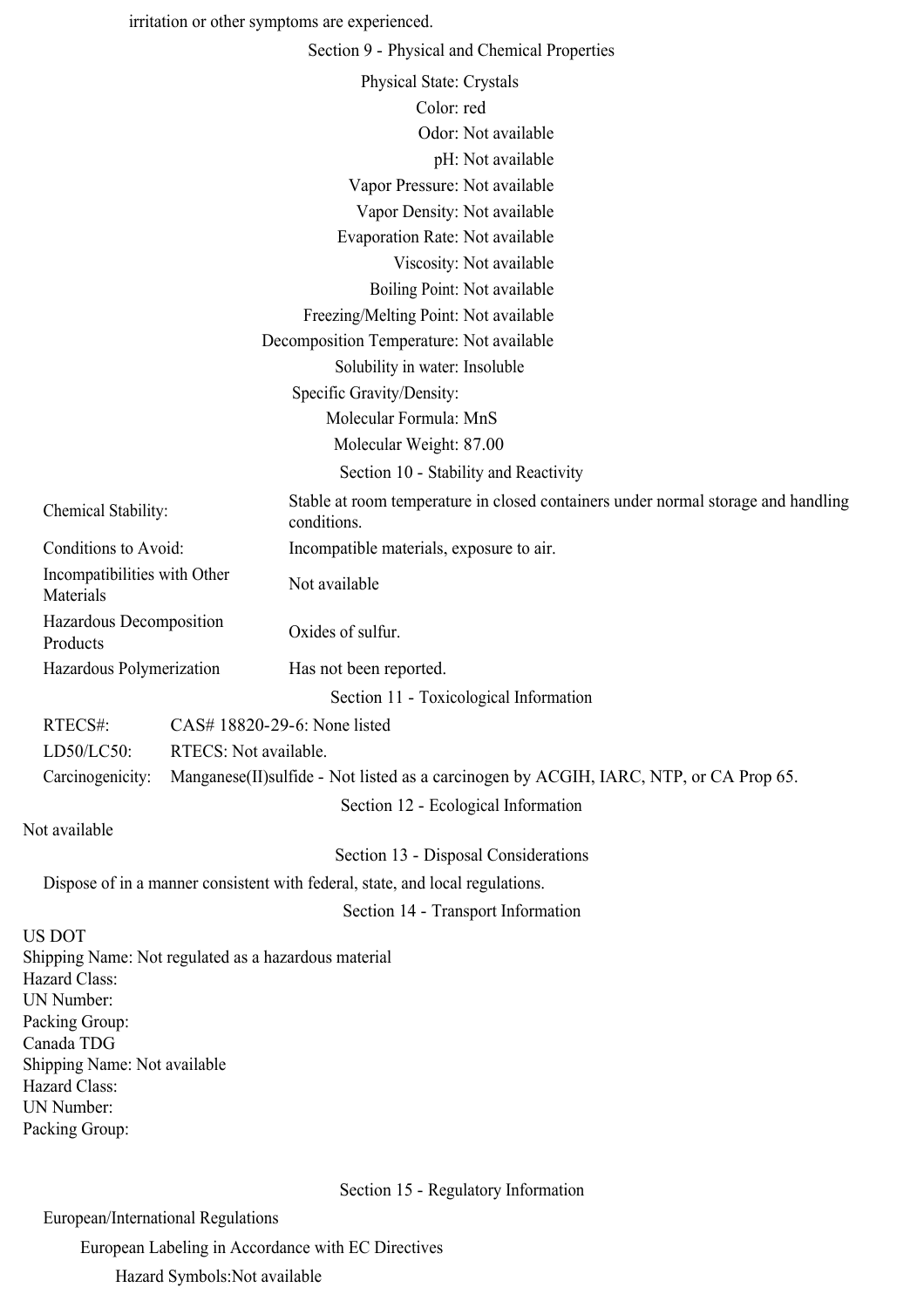irritation or other symptoms are experienced.

## Section 9 - Physical and Chemical Properties

Physical State: Crystals

Color: red

Odor: Not available

pH: Not available

Vapor Pressure: Not available

Vapor Density: Not available

Evaporation Rate: Not available

Viscosity: Not available

Boiling Point: Not available

Freezing/Melting Point: Not available

Decomposition Temperature: Not available

Solubility in water: Insoluble

Specific Gravity/Density:

Molecular Formula: MnS

Molecular Weight: 87.00

## Section 10 - Stability and Reactivity

| | |
|---|---|
| Chemical Stability: | Stable at room temperature in closed containers under normal storage and handling conditions. |
| Conditions to Avoid: | Incompatible materials, exposure to air. |
| Incompatibilities with Other Materials | Not available |
| Hazardous Decomposition Products | Oxides of sulfur. |
| Hazardous Polymerization | Has not been reported. |

## Section 11 - Toxicological Information

| | |
|---|---|
| RTECS#: | CAS# 18820-29-6: None listed |
| LD50/LC50: | RTECS: Not available. |
| Carcinogenicity: | Manganese(II)sulfide - Not listed as a carcinogen by ACGIH, IARC, NTP, or CA Prop 65. |

## Section 12 - Ecological Information

Not available

## Section 13 - Disposal Considerations

Dispose of in a manner consistent with federal, state, and local regulations.

## Section 14 - Transport Information

US DOT
Shipping Name: Not regulated as a hazardous material
Hazard Class:
UN Number:
Packing Group:
Canada TDG
Shipping Name: Not available
Hazard Class:
UN Number:
Packing Group:

## Section 15 - Regulatory Information

European/International Regulations

European Labeling in Accordance with EC Directives

Hazard Symbols:Not available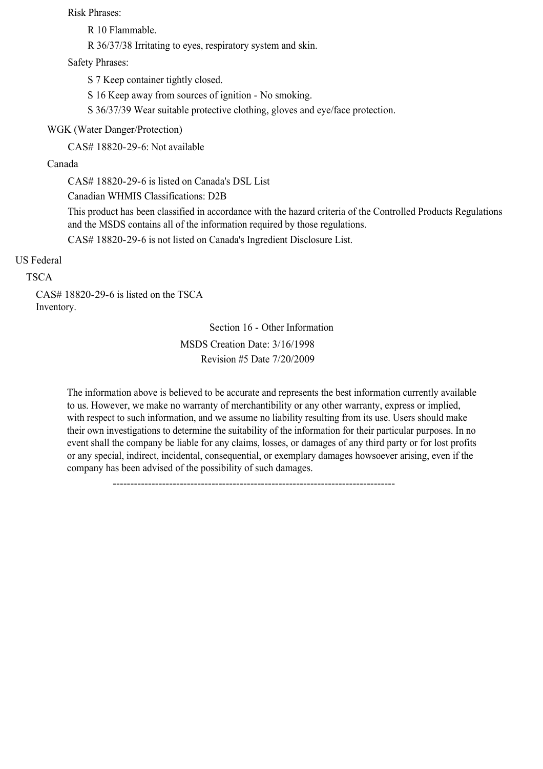Risk Phrases:

R 10 Flammable.

R 36/37/38 Irritating to eyes, respiratory system and skin.

Safety Phrases:

S 7 Keep container tightly closed.

S 16 Keep away from sources of ignition - No smoking.

S 36/37/39 Wear suitable protective clothing, gloves and eye/face protection.

WGK (Water Danger/Protection)

CAS# 18820-29-6: Not available

Canada

CAS# 18820-29-6 is listed on Canada's DSL List

Canadian WHMIS Classifications: D2B

This product has been classified in accordance with the hazard criteria of the Controlled Products Regulations and the MSDS contains all of the information required by those regulations.

CAS# 18820-29-6 is not listed on Canada's Ingredient Disclosure List.

US Federal

TSCA

CAS# 18820-29-6 is listed on the TSCA Inventory.

## Section 16 - Other Information

MSDS Creation Date: 3/16/1998
Revision #5 Date 7/20/2009

The information above is believed to be accurate and represents the best information currently available to us. However, we make no warranty of merchantibility or any other warranty, express or implied, with respect to such information, and we assume no liability resulting from its use. Users should make their own investigations to determine the suitability of the information for their particular purposes. In no event shall the company be liable for any claims, losses, or damages of any third party or for lost profits or any special, indirect, incidental, consequential, or exemplary damages howsoever arising, even if the company has been advised of the possibility of such damages.

--------------------------------------------------------------------------------